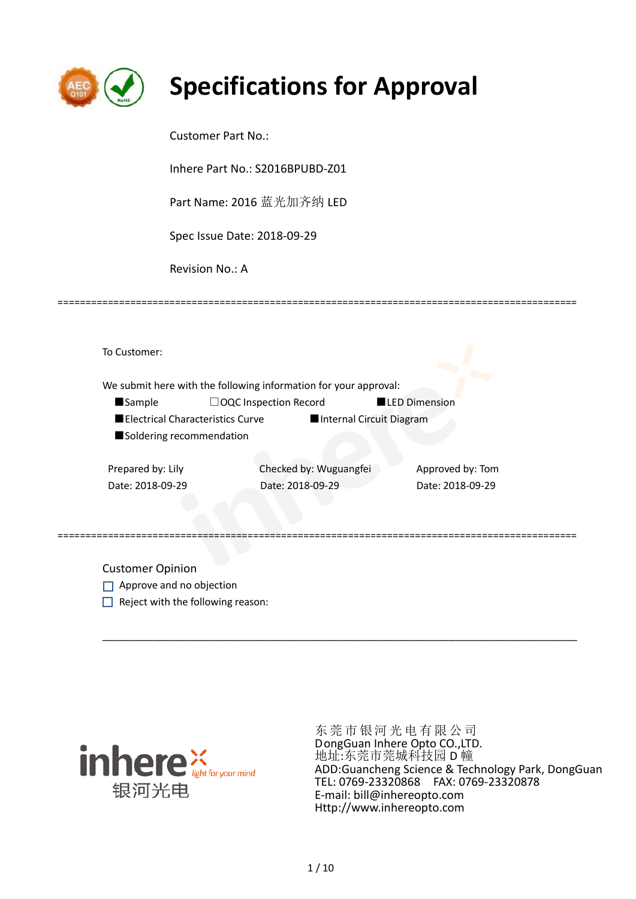# Specifications for Approval

Customer Part No.:

Inhere Part No.: S2016BPUBD-Z01

Part Name: 2016 蓝光加齐纳 LED

Spec Issue Date: 2018-09-29

Revision No.: A

---

To Customer:

We submit here with the following information for your approval:

■Sample ☐OQC Inspection Record ■LED Dimension

■Electrical Characteristics Curve ■Internal Circuit Diagram

■Soldering recommendation

| Prepared by: Lily | Checked by: Wuguangfei | Approved by: Tom |
|---|---|---|
| Date: 2018-09-29 | Date: 2018-09-29 | Date: 2018-09-29 |

---

Customer Opinion

☐ Approve and no objection

☐ Reject with the following reason:

\_\_\_\_\_\_\_\_\_\_\_\_\_\_\_\_\_\_\_\_\_\_\_\_\_\_\_\_\_\_\_\_\_\_\_\_\_\_\_\_\_\_\_\_\_\_\_\_\_\_\_\_\_\_\_\_\_\_\_\_\_\_\_\_\_\_\_\_\_\_\_\_

inhere light for your mind 银河光电

东 莞 市 银 河 光 电 有 限 公 司
DongGuan Inhere Opto CO.,LTD.
地址:东莞市莞城科技园 D 幢
ADD:Guancheng Science & Technology Park, DongGuan
TEL: 0769-23320868 FAX: 0769-23320878
E-mail: bill@inhereopto.com
Http://www.inhereopto.com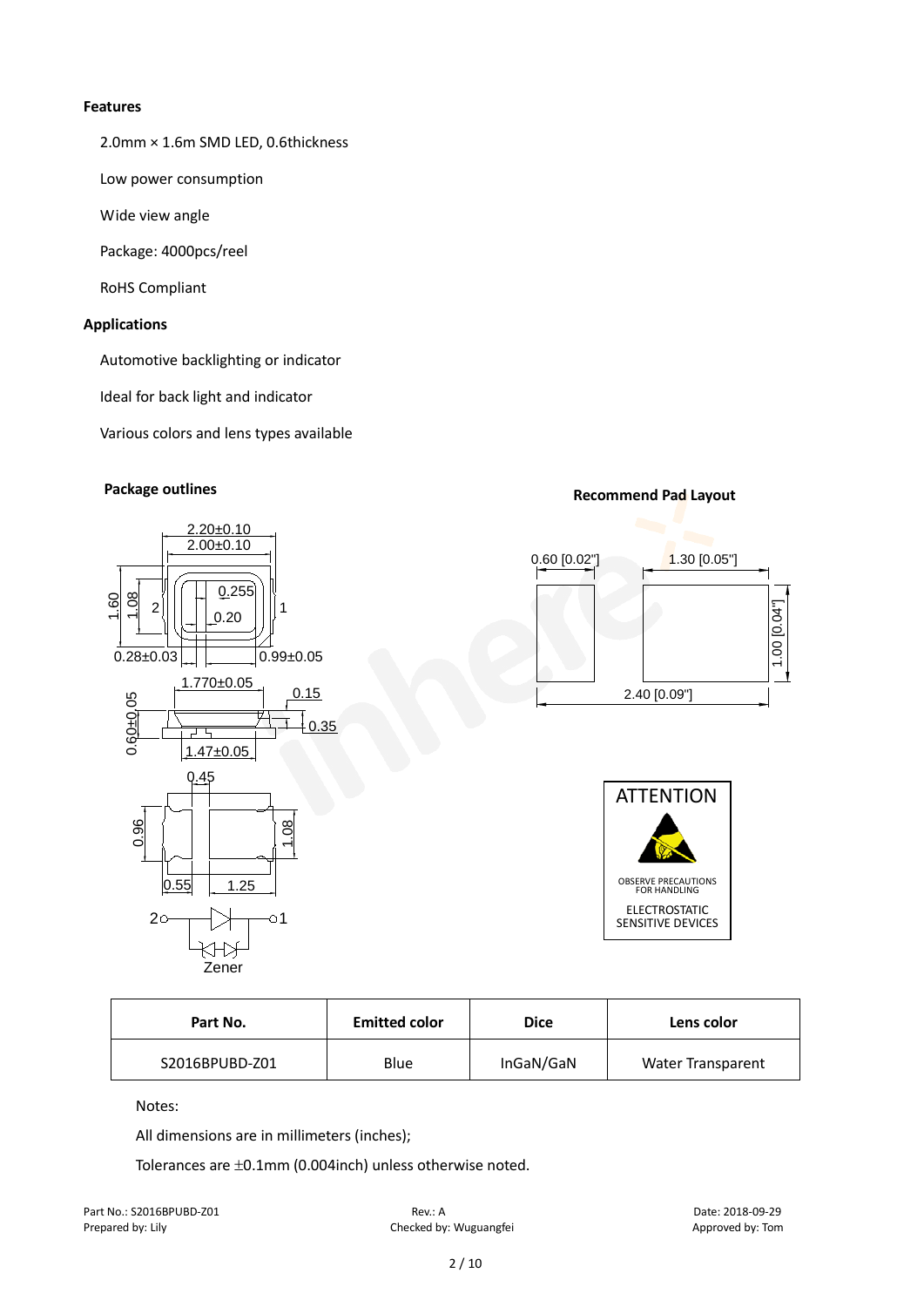**Features**

2.0mm × 1.6m SMD LED, 0.6thickness

Low power consumption

Wide view angle

Package: 4000pcs/reel

RoHS Compliant

**Applications**

Automotive backlighting or indicator

Ideal for back light and indicator

Various colors and lens types available

**Package outlines**

**Recommend Pad Layout**

ATTENTION

OBSERVE PRECAUTIONS FOR HANDLING

ELECTROSTATIC SENSITIVE DEVICES

| Part No. | Emitted color | Dice | Lens color |
|---|---|---|---|
| S2016BPUBD-Z01 | Blue | InGaN/GaN | Water Transparent |

Notes:

All dimensions are in millimeters (inches);

Tolerances are ±0.1mm (0.004inch) unless otherwise noted.

Part No.: S2016BPUBD-Z01 Rev.: A Date: 2018-09-29
Prepared by: Lily Checked by: Wuguangfei Approved by: Tom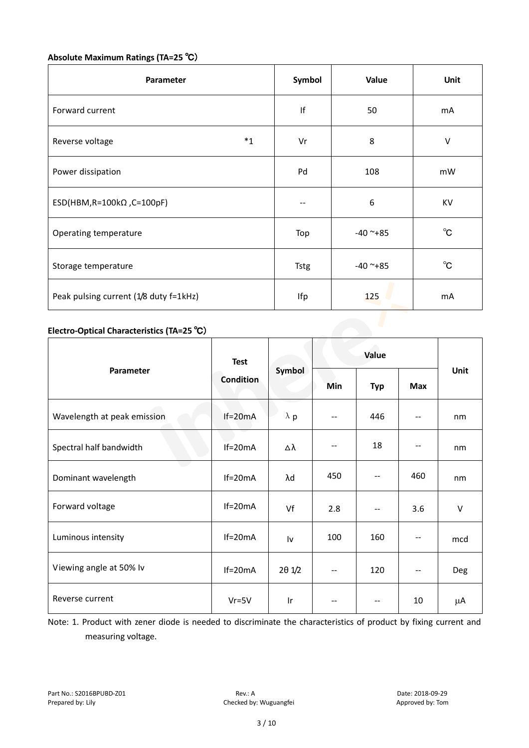**Absolute Maximum Ratings (TA=25 ℃)**

| Parameter | Symbol | Value | Unit |
|---|---|---|---|
| Forward current | If | 50 | mA |
| Reverse voltage *1 | Vr | 8 | V |
| Power dissipation | Pd | 108 | mW |
| ESD(HBM,R=100kΩ ,C=100pF) | -- | 6 | KV |
| Operating temperature | Top | -40 ~+85 | ℃ |
| Storage temperature | Tstg | -40 ~+85 | ℃ |
| Peak pulsing current (1/8 duty f=1kHz) | Ifp | 125 | mA |

**Electro-Optical Characteristics (TA=25 ℃)**

| Parameter | Test Condition | Symbol | Value | | | Unit |
|---|---|---|---|---|---|---|
| | | | Min | Typ | Max | |
| Wavelength at peak emission | If=20mA | λ p | -- | 446 | -- | nm |
| Spectral half bandwidth | If=20mA | Δλ | -- | 18 | -- | nm |
| Dominant wavelength | If=20mA | λd | 450 | -- | 460 | nm |
| Forward voltage | If=20mA | Vf | 2.8 | -- | 3.6 | V |
| Luminous intensity | If=20mA | Iv | 100 | 160 | -- | mcd |
| Viewing angle at 50% Iv | If=20mA | 2θ 1/2 | -- | 120 | -- | Deg |
| Reverse current | Vr=5V | Ir | -- | -- | 10 | μA |

Note: 1. Product with zener diode is needed to discriminate the characteristics of product by fixing current and measuring voltage.

Part No.: S2016BPUBD-Z01 Rev.: A Date: 2018-09-29
Prepared by: Lily Checked by: Wuguangfei Approved by: Tom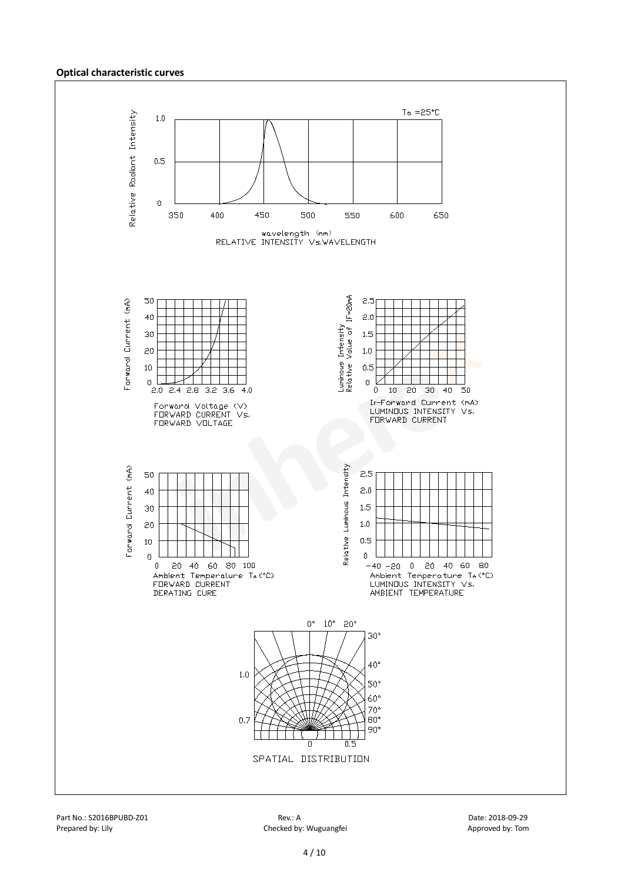### Optical characteristic curves

Ta =25°C

Relative Radiant Intensity

wavelength (nm)
RELATIVE INTENSITY Vs.WAVELENGTH

Forward Current (mA)

Forward Voltage (V)
FORWARD CURRENT Vs.
FORWARD VOLTAGE

Luminous Intensity
Relative Value of IF=20mA

IF-Forward Current (mA)
LUMINOUS INTENSITY Vs.
FORWARD CURRENT

Forward Current (mA)

Ambient Temperature TA(°C)
FORWARD CURRENT
DERATING CURE

Relative Luminous Intensity

Ambient Temperature TA(°C)
LUMINOUS INTENSITY Vs.
AMBIENT TEMPERATURE

SPATIAL DISTRIBUTION

Part No.: S2016BPUBD-Z01 Rev.: A Date: 2018-09-29
Prepared by: Lily Checked by: Wuguangfei Approved by: Tom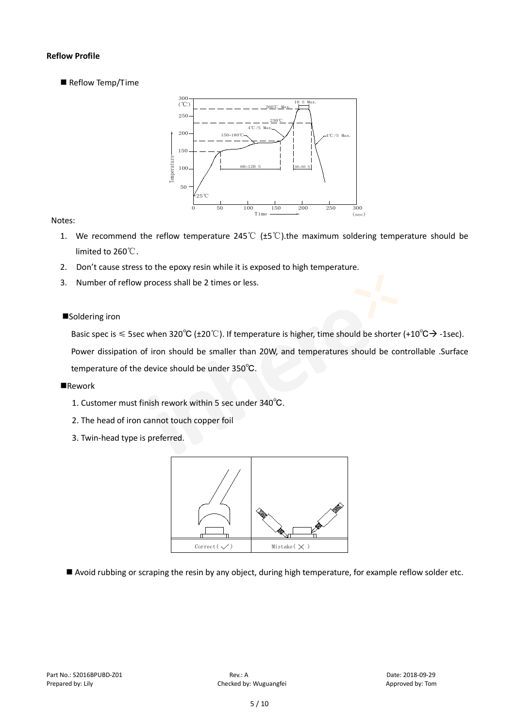**Reflow Profile**

■ Reflow Temp/Time

Notes:

1. We recommend the reflow temperature 245℃ (±5℃).the maximum soldering temperature should be limited to 260℃.
2. Don't cause stress to the epoxy resin while it is exposed to high temperature.
3. Number of reflow process shall be 2 times or less.

■Soldering iron

Basic spec is ≤ 5sec when 320℃ (±20℃). If temperature is higher, time should be shorter (+10℃→ -1sec). Power dissipation of iron should be smaller than 20W, and temperatures should be controllable .Surface temperature of the device should be under 350℃.

■Rework

1. Customer must finish rework within 5 sec under 340℃.
2. The head of iron cannot touch copper foil
3. Twin-head type is preferred.

■ Avoid rubbing or scraping the resin by any object, during high temperature, for example reflow solder etc.

Part No.: S2016BPUBD-Z01 Rev.: A Date: 2018-09-29
Prepared by: Lily Checked by: Wuguangfei Approved by: Tom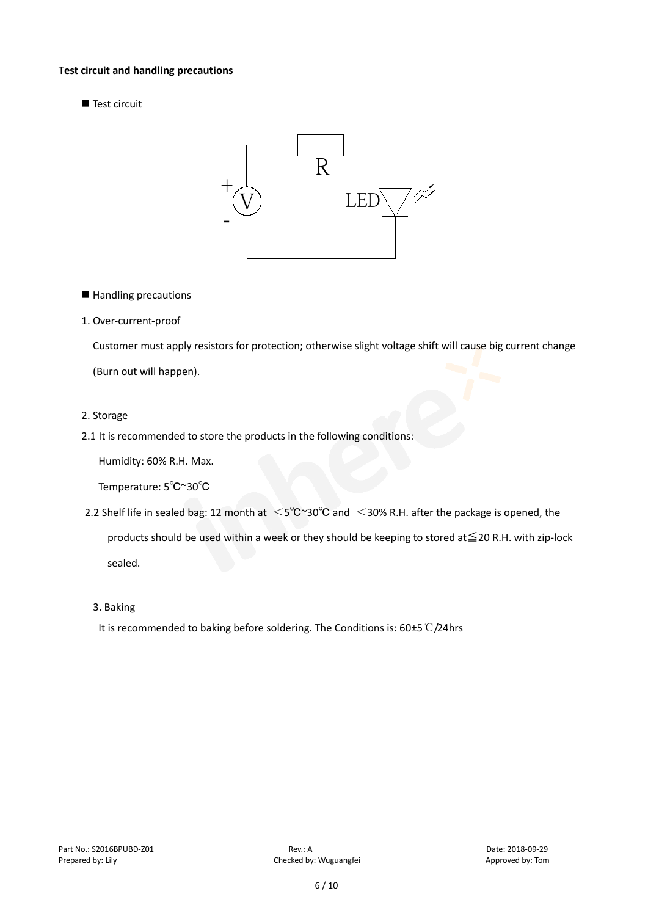**Test circuit and handling precautions**

■ Test circuit

■ Handling precautions

1. Over-current-proof

   Customer must apply resistors for protection; otherwise slight voltage shift will cause big current change (Burn out will happen).

2. Storage

2.1 It is recommended to store the products in the following conditions:

   Humidity: 60% R.H. Max.

   Temperature: 5℃~30℃

2.2 Shelf life in sealed bag: 12 month at ＜5℃~30℃ and ＜30% R.H. after the package is opened, the products should be used within a week or they should be keeping to stored at≦20 R.H. with zip-lock sealed.

3. Baking

   It is recommended to baking before soldering. The Conditions is: 60±5℃/24hrs

Part No.: S2016BPUBD-Z01　　Rev.: A　　Date: 2018-09-29

Prepared by: Lily　　Checked by: Wuguangfei　　Approved by: Tom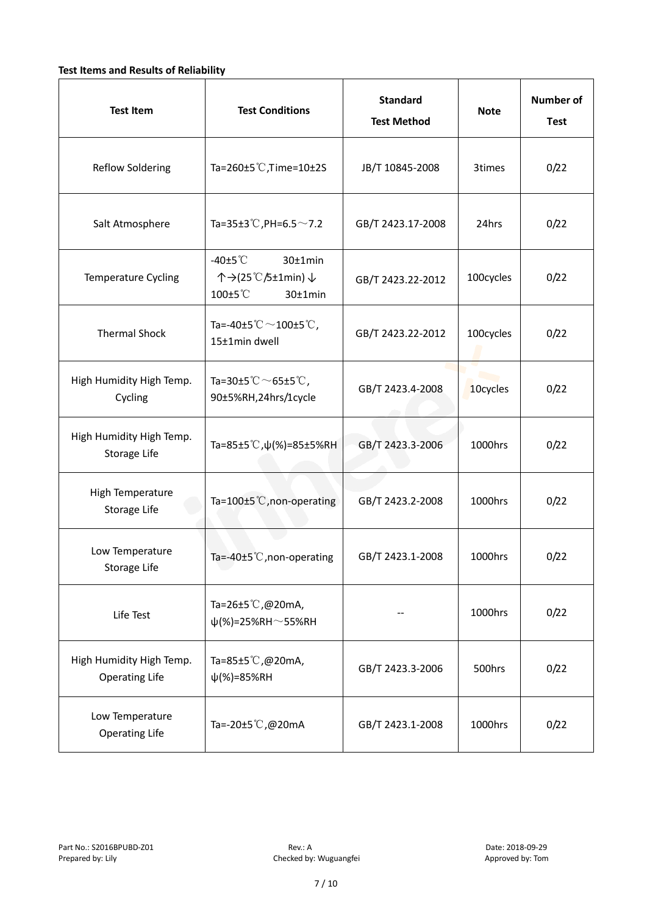**Test Items and Results of Reliability**

| Test Item | Test Conditions | Standard Test Method | Note | Number of Test |
|---|---|---|---|---|
| Reflow Soldering | Ta=260±5℃,Time=10±2S | JB/T 10845-2008 | 3times | 0/22 |
| Salt Atmosphere | Ta=35±3℃,PH=6.5～7.2 | GB/T 2423.17-2008 | 24hrs | 0/22 |
| Temperature Cycling | -40±5℃ 30±1min ↑→(25℃/5±1min)↓ 100±5℃ 30±1min | GB/T 2423.22-2012 | 100cycles | 0/22 |
| Thermal Shock | Ta=-40±5℃～100±5℃, 15±1min dwell | GB/T 2423.22-2012 | 100cycles | 0/22 |
| High Humidity High Temp. Cycling | Ta=30±5℃～65±5℃, 90±5%RH,24hrs/1cycle | GB/T 2423.4-2008 | 10cycles | 0/22 |
| High Humidity High Temp. Storage Life | Ta=85±5℃,ψ(%)=85±5%RH | GB/T 2423.3-2006 | 1000hrs | 0/22 |
| High Temperature Storage Life | Ta=100±5℃,non-operating | GB/T 2423.2-2008 | 1000hrs | 0/22 |
| Low Temperature Storage Life | Ta=-40±5℃,non-operating | GB/T 2423.1-2008 | 1000hrs | 0/22 |
| Life Test | Ta=26±5℃,@20mA, ψ(%)=25%RH～55%RH | -- | 1000hrs | 0/22 |
| High Humidity High Temp. Operating Life | Ta=85±5℃,@20mA, ψ(%)=85%RH | GB/T 2423.3-2006 | 500hrs | 0/22 |
| Low Temperature Operating Life | Ta=-20±5℃,@20mA | GB/T 2423.1-2008 | 1000hrs | 0/22 |

Part No.: S2016BPUBD-Z01　　Rev.: A　　Date: 2018-09-29

Prepared by: Lily　　Checked by: Wuguangfei　　Approved by: Tom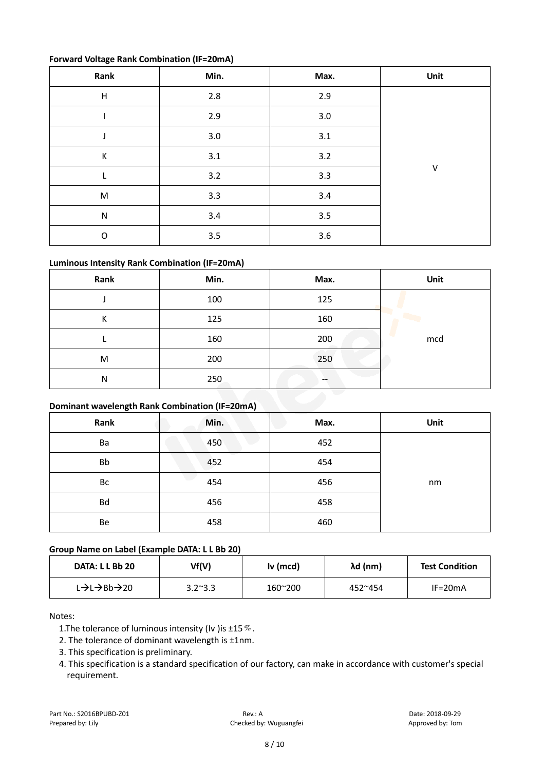**Forward Voltage Rank Combination (IF=20mA)**

| Rank | Min. | Max. | Unit |
| --- | --- | --- | --- |
| H | 2.8 | 2.9 | V |
| I | 2.9 | 3.0 | |
| J | 3.0 | 3.1 | |
| K | 3.1 | 3.2 | |
| L | 3.2 | 3.3 | |
| M | 3.3 | 3.4 | |
| N | 3.4 | 3.5 | |
| O | 3.5 | 3.6 | |

**Luminous Intensity Rank Combination (IF=20mA)**

| Rank | Min. | Max. | Unit |
| --- | --- | --- | --- |
| J | 100 | 125 | mcd |
| K | 125 | 160 | |
| L | 160 | 200 | |
| M | 200 | 250 | |
| N | 250 | -- | |

**Dominant wavelength Rank Combination (IF=20mA)**

| Rank | Min. | Max. | Unit |
| --- | --- | --- | --- |
| Ba | 450 | 452 | nm |
| Bb | 452 | 454 | |
| Bc | 454 | 456 | |
| Bd | 456 | 458 | |
| Be | 458 | 460 | |

**Group Name on Label (Example DATA: L L Bb 20)**

| DATA: L L Bb 20 | Vf(V) | Iv (mcd) | λd (nm) | Test Condition |
| --- | --- | --- | --- | --- |
| L→L→Bb→20 | 3.2~3.3 | 160~200 | 452~454 | IF=20mA |

Notes:

1. The tolerance of luminous intensity (Iv )is ±15％.
2. The tolerance of dominant wavelength is ±1nm.
3. This specification is preliminary.
4. This specification is a standard specification of our factory, can make in accordance with customer's special requirement.

Part No.: S2016BPUBD-Z01　　Rev.: A　　Date: 2018-09-29
Prepared by: Lily　　Checked by: Wuguangfei　　Approved by: Tom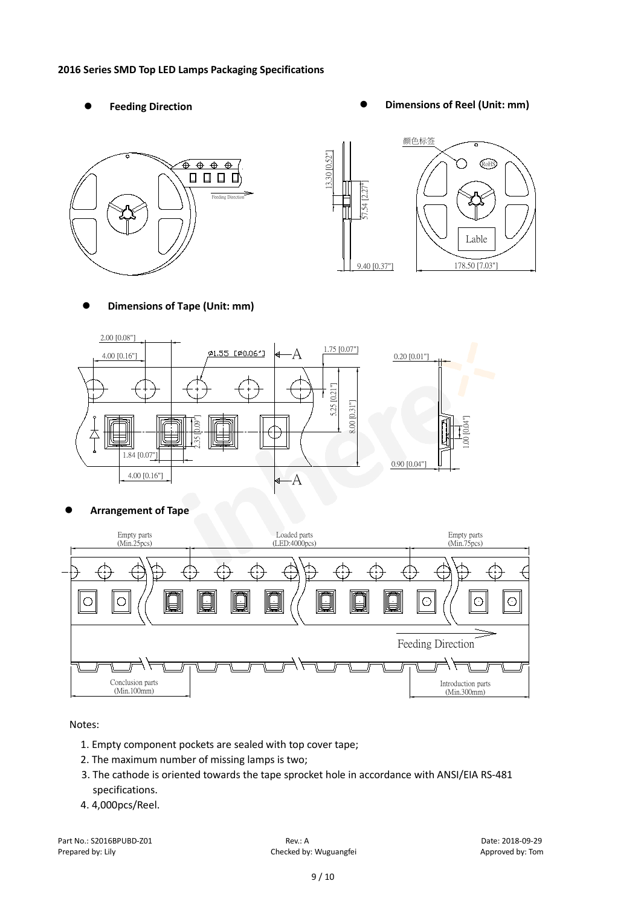**2016 Series SMD Top LED Lamps Packaging Specifications**

- **Feeding Direction**
- **Dimensions of Reel (Unit: mm)**
- **Dimensions of Tape (Unit: mm)**
- **Arrangement of Tape**

Notes:

1. Empty component pockets are sealed with top cover tape;
2. The maximum number of missing lamps is two;
3. The cathode is oriented towards the tape sprocket hole in accordance with ANSI/EIA RS-481 specifications.
4. 4,000pcs/Reel.

Part No.: S2016BPUBD-Z01 Rev.: A Date: 2018-09-29
Prepared by: Lily Checked by: Wuguangfei Approved by: Tom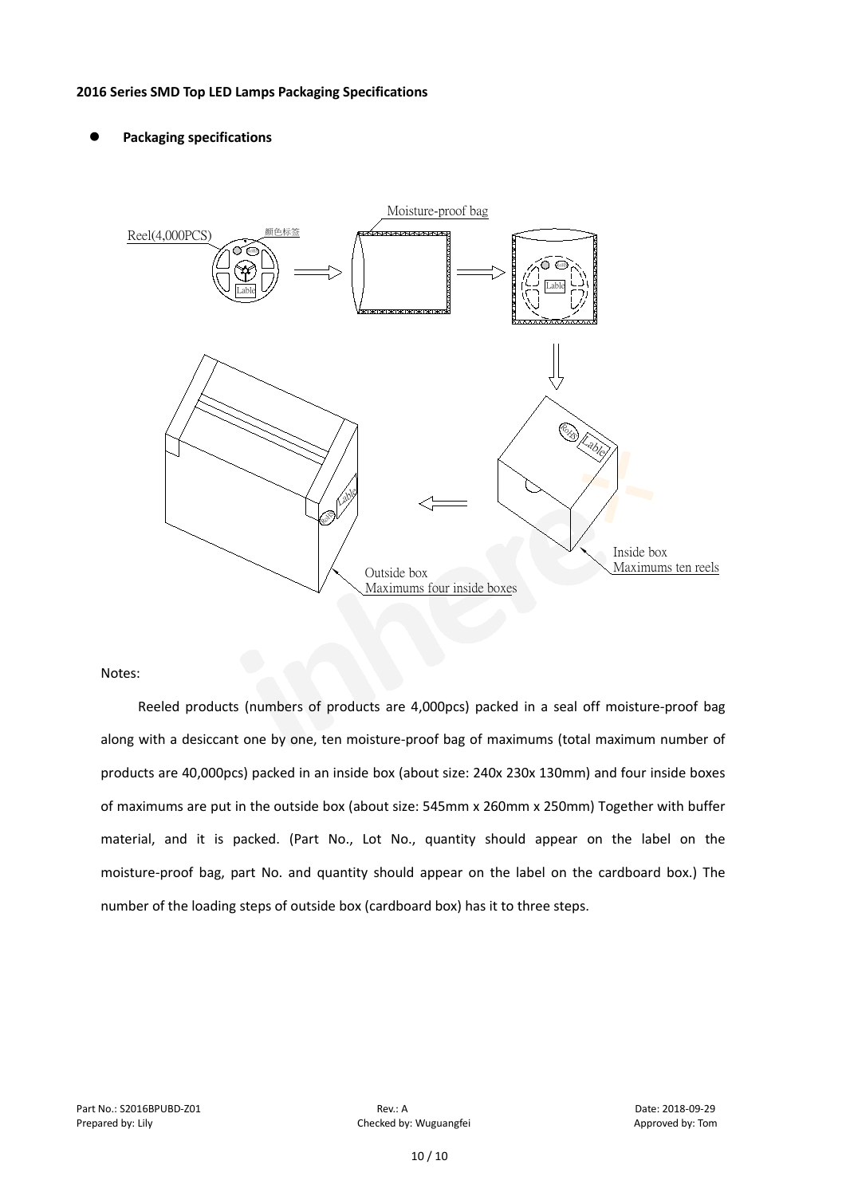**2016 Series SMD Top LED Lamps Packaging Specifications**

- **Packaging specifications**

Reel(4,000PCS)

颜色标签

Lable

Moisture-proof bag

Lable

Inside box
Maximums ten reels

Outside box
Maximums four inside boxes

Notes:

Reeled products (numbers of products are 4,000pcs) packed in a seal off moisture-proof bag along with a desiccant one by one, ten moisture-proof bag of maximums (total maximum number of products are 40,000pcs) packed in an inside box (about size: 240x 230x 130mm) and four inside boxes of maximums are put in the outside box (about size: 545mm x 260mm x 250mm) Together with buffer material, and it is packed. (Part No., Lot No., quantity should appear on the label on the moisture-proof bag, part No. and quantity should appear on the label on the cardboard box.) The number of the loading steps of outside box (cardboard box) has it to three steps.

Part No.: S2016BPUBD-Z01 | Rev.: A | Date: 2018-09-29

Prepared by: Lily | Checked by: Wuguangfei | Approved by: Tom